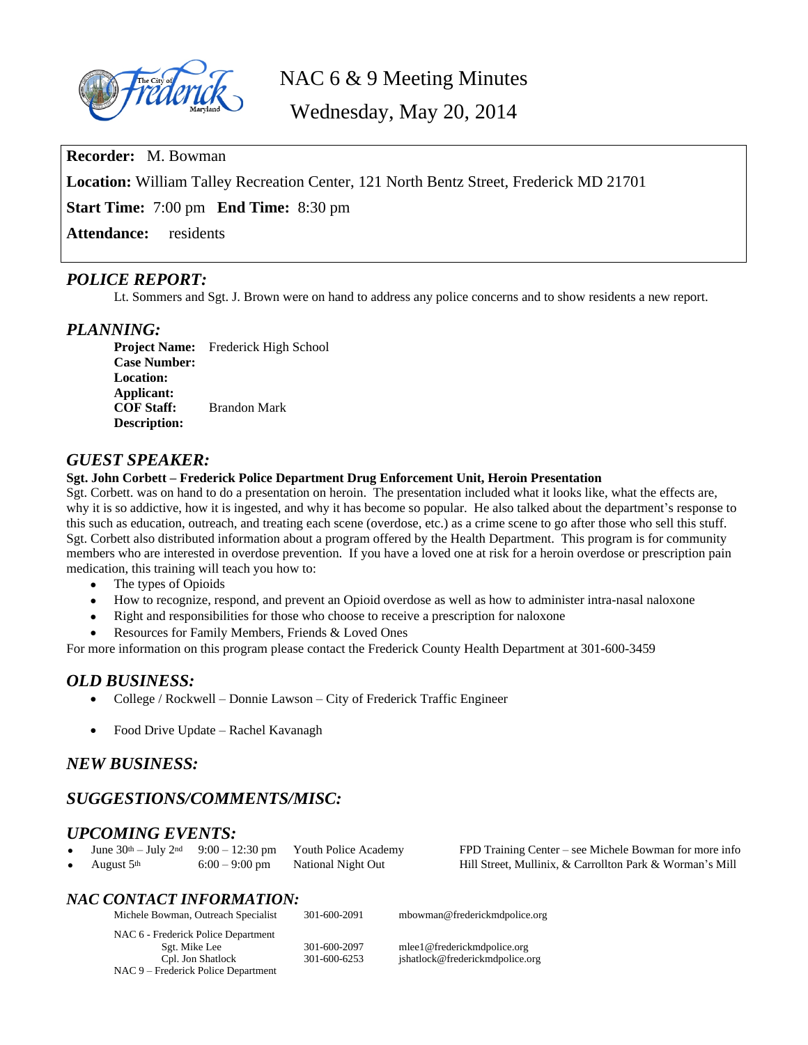# NAC 6 & 9 Meeting Minutes

## Wednesday, May 20, 2014

**Recorder:** M. Bowman

**Location:** William Talley Recreation Center, 121 North Bentz Street, Frederick MD 21701

**Start Time:** 7:00 pm **End Time:** 8:30 pm

**Attendance:** residents

## *POLICE REPORT:*

Lt. Sommers and Sgt. J. Brown were on hand to address any police concerns and to show residents a new report.

## *PLANNING:*

**Project Name:** Frederick High School
**Case Number:**
**Location:**
**Applicant:**
**COF Staff:** Brandon Mark
**Description:**

## *GUEST SPEAKER:*

**Sgt. John Corbett – Frederick Police Department Drug Enforcement Unit, Heroin Presentation**

Sgt. Corbett. was on hand to do a presentation on heroin. The presentation included what it looks like, what the effects are, why it is so addictive, how it is ingested, and why it has become so popular. He also talked about the department's response to this such as education, outreach, and treating each scene (overdose, etc.) as a crime scene to go after those who sell this stuff. Sgt. Corbett also distributed information about a program offered by the Health Department. This program is for community members who are interested in overdose prevention. If you have a loved one at risk for a heroin overdose or prescription pain medication, this training will teach you how to:

- The types of Opioids
- How to recognize, respond, and prevent an Opioid overdose as well as how to administer intra-nasal naloxone
- Right and responsibilities for those who choose to receive a prescription for naloxone
- Resources for Family Members, Friends & Loved Ones

For more information on this program please contact the Frederick County Health Department at 301-600-3459

## *OLD BUSINESS:*

- College / Rockwell – Donnie Lawson – City of Frederick Traffic Engineer
- Food Drive Update – Rachel Kavanagh

## *NEW BUSINESS:*

## *SUGGESTIONS/COMMENTS/MISC:*

## *UPCOMING EVENTS:*

- June 30th – July 2nd | 9:00 – 12:30 pm | Youth Police Academy | FPD Training Center – see Michele Bowman for more info
- August 5th | 6:00 – 9:00 pm | National Night Out | Hill Street, Mullinix, & Carrollton Park & Worman's Mill

## *NAC CONTACT INFORMATION:*

| | | |
|---|---|---|
| Michele Bowman, Outreach Specialist | 301-600-2091 | mbowman@frederickmdpolice.org |
| NAC 6 - Frederick Police Department | | |
| Sgt. Mike Lee | 301-600-2097 | mlee1@frederickmdpolice.org |
| Cpl. Jon Shatlock | 301-600-6253 | jshatlock@frederickmdpolice.org |
| NAC 9 – Frederick Police Department | | |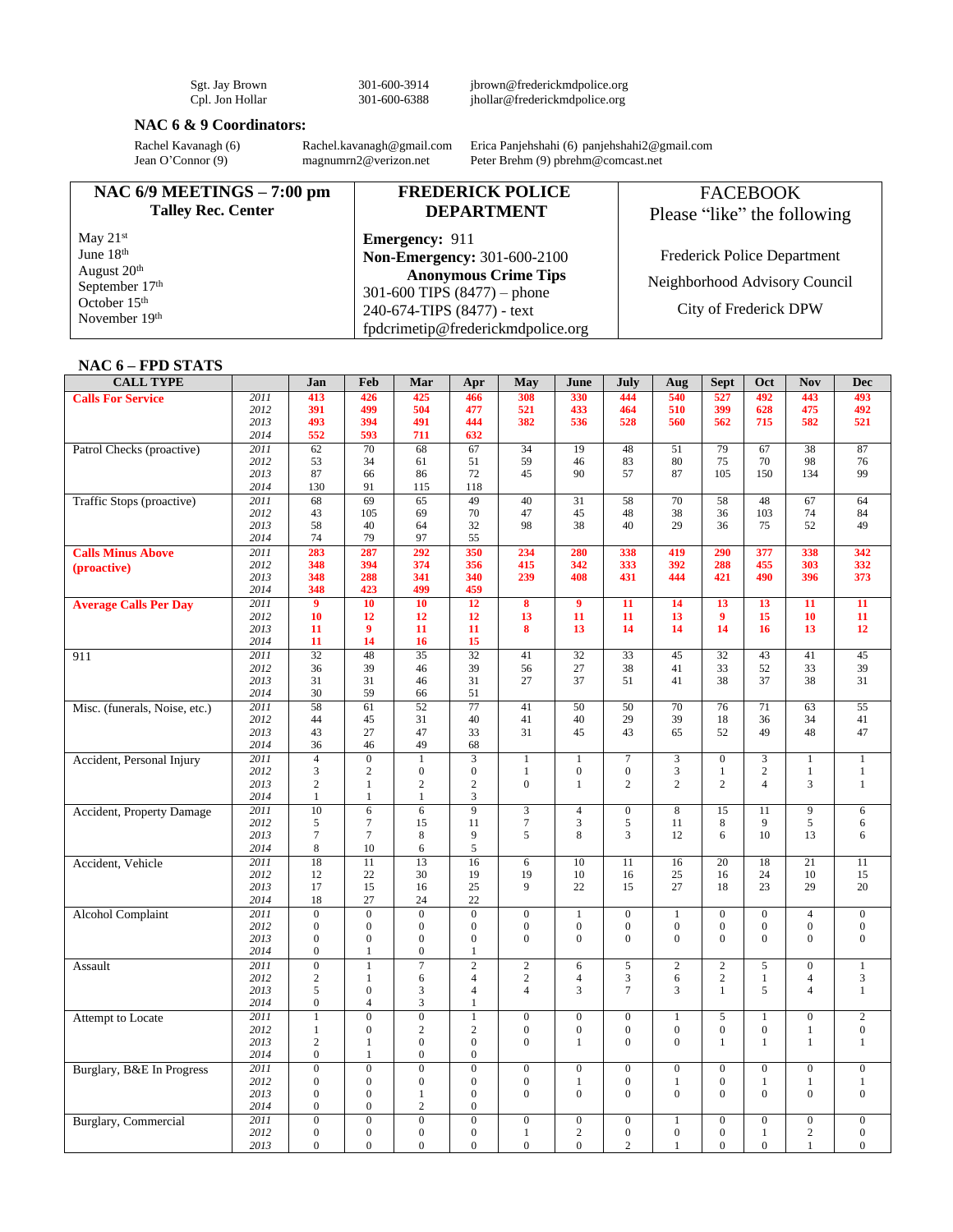| | | |
|---|---|---|
| Sgt. Jay Brown | 301-600-3914 | jbrown@frederickmdpolice.org |
| Cpl. Jon Hollar | 301-600-6388 | jhollar@frederickmdpolice.org |

**NAC 6 & 9 Coordinators:**

| | | |
|---|---|---|
| Rachel Kavanagh (6) | Rachel.kavanagh@gmail.com | Erica Panjehshahi (6) panjehshahi2@gmail.com |
| Jean O'Connor (9) | magnumrn2@verizon.net | Peter Brehm (9) pbrehm@comcast.net |

| NAC 6/9 MEETINGS – 7:00 pm<br>Talley Rec. Center | FREDERICK POLICE DEPARTMENT | FACEBOOK<br>Please "like" the following |
|---|---|---|
| May 21st<br>June 18th<br>August 20th<br>September 17th<br>October 15th<br>November 19th | **Emergency:** 911<br>**Non-Emergency:** 301-600-2100<br>**Anonymous Crime Tips**<br>301-600 TIPS (8477) – phone<br>240-674-TIPS (8477) - text<br>fpdcrimetip@frederickmdpolice.org | Frederick Police Department<br>Neighborhood Advisory Council<br>City of Frederick DPW |

**NAC 6 – FPD STATS**

| CALL TYPE | | Jan | Feb | Mar | Apr | May | June | July | Aug | Sept | Oct | Nov | Dec |
|---|---|---|---|---|---|---|---|---|---|---|---|---|---|
| **Calls For Service** | *2011* | **413** | **426** | **425** | **466** | **308** | **330** | **444** | **540** | **527** | **492** | **443** | **493** |
| | *2012* | **391** | **499** | **504** | **477** | **521** | **433** | **464** | **510** | **399** | **628** | **475** | **492** |
| | *2013* | **493** | **394** | **491** | **444** | **382** | **536** | **528** | **560** | **562** | **715** | **582** | **521** |
| | *2014* | **552** | **593** | **711** | **632** | | | | | | | | |
| Patrol Checks (proactive) | *2011* | 62 | 70 | 68 | 67 | 34 | 19 | 48 | 51 | 79 | 67 | 38 | 87 |
| | *2012* | 53 | 34 | 61 | 51 | 59 | 46 | 83 | 80 | 75 | 70 | 98 | 76 |
| | *2013* | 87 | 66 | 86 | 72 | 45 | 90 | 57 | 87 | 105 | 150 | 134 | 99 |
| | *2014* | 130 | 91 | 115 | 118 | | | | | | | | |
| Traffic Stops (proactive) | *2011* | 68 | 69 | 65 | 49 | 40 | 31 | 58 | 70 | 58 | 48 | 67 | 64 |
| | *2012* | 43 | 105 | 69 | 70 | 47 | 45 | 48 | 38 | 36 | 103 | 74 | 84 |
| | *2013* | 58 | 40 | 64 | 32 | 98 | 38 | 40 | 29 | 36 | 75 | 52 | 49 |
| | *2014* | 74 | 79 | 97 | 55 | | | | | | | | |
| **Calls Minus Above (proactive)** | *2011* | **283** | **287** | **292** | **350** | **234** | **280** | **338** | **419** | **290** | **377** | **338** | **342** |
| | *2012* | **348** | **394** | **374** | **356** | **415** | **342** | **333** | **392** | **288** | **455** | **303** | **332** |
| | *2013* | **348** | **288** | **341** | **340** | **239** | **408** | **431** | **444** | **421** | **490** | **396** | **373** |
| | *2014* | **348** | **423** | **499** | **459** | | | | | | | | |
| **Average Calls Per Day** | *2011* | **9** | **10** | **10** | **12** | **8** | **9** | **11** | **14** | **13** | **13** | **11** | **11** |
| | *2012* | **10** | **12** | **12** | **12** | **13** | **11** | **11** | **13** | **9** | **15** | **10** | **11** |
| | *2013* | **11** | **9** | **11** | **11** | **8** | **13** | **14** | **14** | **14** | **16** | **13** | **12** |
| | *2014* | **11** | **14** | **16** | **15** | | | | | | | | |
| 911 | *2011* | 32 | 48 | 35 | 32 | 41 | 32 | 33 | 45 | 32 | 43 | 41 | 45 |
| | *2012* | 36 | 39 | 46 | 39 | 56 | 27 | 38 | 41 | 33 | 52 | 33 | 39 |
| | *2013* | 31 | 31 | 46 | 31 | 27 | 37 | 51 | 41 | 38 | 37 | 38 | 31 |
| | *2014* | 30 | 59 | 66 | 51 | | | | | | | | |
| Misc. (funerals, Noise, etc.) | *2011* | 58 | 61 | 52 | 77 | 41 | 50 | 50 | 70 | 76 | 71 | 63 | 55 |
| | *2012* | 44 | 45 | 31 | 40 | 41 | 40 | 29 | 39 | 18 | 36 | 34 | 41 |
| | *2013* | 43 | 27 | 47 | 33 | 31 | 45 | 43 | 65 | 52 | 49 | 48 | 47 |
| | *2014* | 36 | 46 | 49 | 68 | | | | | | | | |
| Accident, Personal Injury | *2011* | 4 | 0 | 1 | 3 | 1 | 1 | 7 | 3 | 0 | 3 | 1 | 1 |
| | *2012* | 3 | 2 | 0 | 0 | 1 | 0 | 0 | 3 | 1 | 2 | 1 | 1 |
| | *2013* | 2 | 1 | 2 | 2 | 0 | 1 | 2 | 2 | 2 | 4 | 3 | 1 |
| | *2014* | 1 | 1 | 1 | 3 | | | | | | | | |
| Accident, Property Damage | *2011* | 10 | 6 | 6 | 9 | 3 | 4 | 0 | 8 | 15 | 11 | 9 | 6 |
| | *2012* | 5 | 7 | 15 | 11 | 7 | 3 | 5 | 11 | 8 | 9 | 5 | 6 |
| | *2013* | 7 | 7 | 8 | 9 | 5 | 8 | 3 | 12 | 6 | 10 | 13 | 6 |
| | *2014* | 8 | 10 | 6 | 5 | | | | | | | | |
| Accident, Vehicle | *2011* | 18 | 11 | 13 | 16 | 6 | 10 | 11 | 16 | 20 | 18 | 21 | 11 |
| | *2012* | 12 | 22 | 30 | 19 | 19 | 10 | 16 | 25 | 16 | 24 | 10 | 15 |
| | *2013* | 17 | 15 | 16 | 25 | 9 | 22 | 15 | 27 | 18 | 23 | 29 | 20 |
| | *2014* | 18 | 27 | 24 | 22 | | | | | | | | |
| Alcohol Complaint | *2011* | 0 | 0 | 0 | 0 | 0 | 1 | 0 | 1 | 0 | 0 | 4 | 0 |
| | *2012* | 0 | 0 | 0 | 0 | 0 | 0 | 0 | 0 | 0 | 0 | 0 | 0 |
| | *2013* | 0 | 0 | 0 | 0 | 0 | 0 | 0 | 0 | 0 | 0 | 0 | 0 |
| | *2014* | 0 | 1 | 0 | 1 | | | | | | | | |
| Assault | *2011* | 0 | 1 | 7 | 2 | 2 | 6 | 5 | 2 | 2 | 5 | 0 | 1 |
| | *2012* | 2 | 1 | 6 | 4 | 2 | 4 | 3 | 6 | 2 | 1 | 4 | 3 |
| | *2013* | 5 | 0 | 3 | 4 | 4 | 3 | 7 | 3 | 1 | 5 | 4 | 1 |
| | *2014* | 0 | 4 | 3 | 1 | | | | | | | | |
| Attempt to Locate | *2011* | 1 | 0 | 0 | 1 | 0 | 0 | 0 | 1 | 5 | 1 | 0 | 2 |
| | *2012* | 1 | 0 | 2 | 2 | 0 | 0 | 0 | 0 | 0 | 0 | 1 | 0 |
| | *2013* | 2 | 1 | 0 | 0 | 0 | 1 | 0 | 0 | 1 | 1 | 1 | 1 |
| | *2014* | 0 | 1 | 0 | 0 | | | | | | | | |
| Burglary, B&E In Progress | *2011* | 0 | 0 | 0 | 0 | 0 | 0 | 0 | 0 | 0 | 0 | 0 | 0 |
| | *2012* | 0 | 0 | 0 | 0 | 0 | 1 | 0 | 1 | 0 | 1 | 1 | 1 |
| | *2013* | 0 | 0 | 1 | 0 | 0 | 0 | 0 | 0 | 0 | 0 | 0 | 0 |
| | *2014* | 0 | 0 | 2 | 0 | | | | | | | | |
| Burglary, Commercial | *2011* | 0 | 0 | 0 | 0 | 0 | 0 | 0 | 1 | 0 | 0 | 0 | 0 |
| | *2012* | 0 | 0 | 0 | 0 | 1 | 2 | 0 | 0 | 0 | 1 | 2 | 0 |
| | *2013* | 0 | 0 | 0 | 0 | 0 | 0 | 2 | 1 | 0 | 0 | 1 | 0 |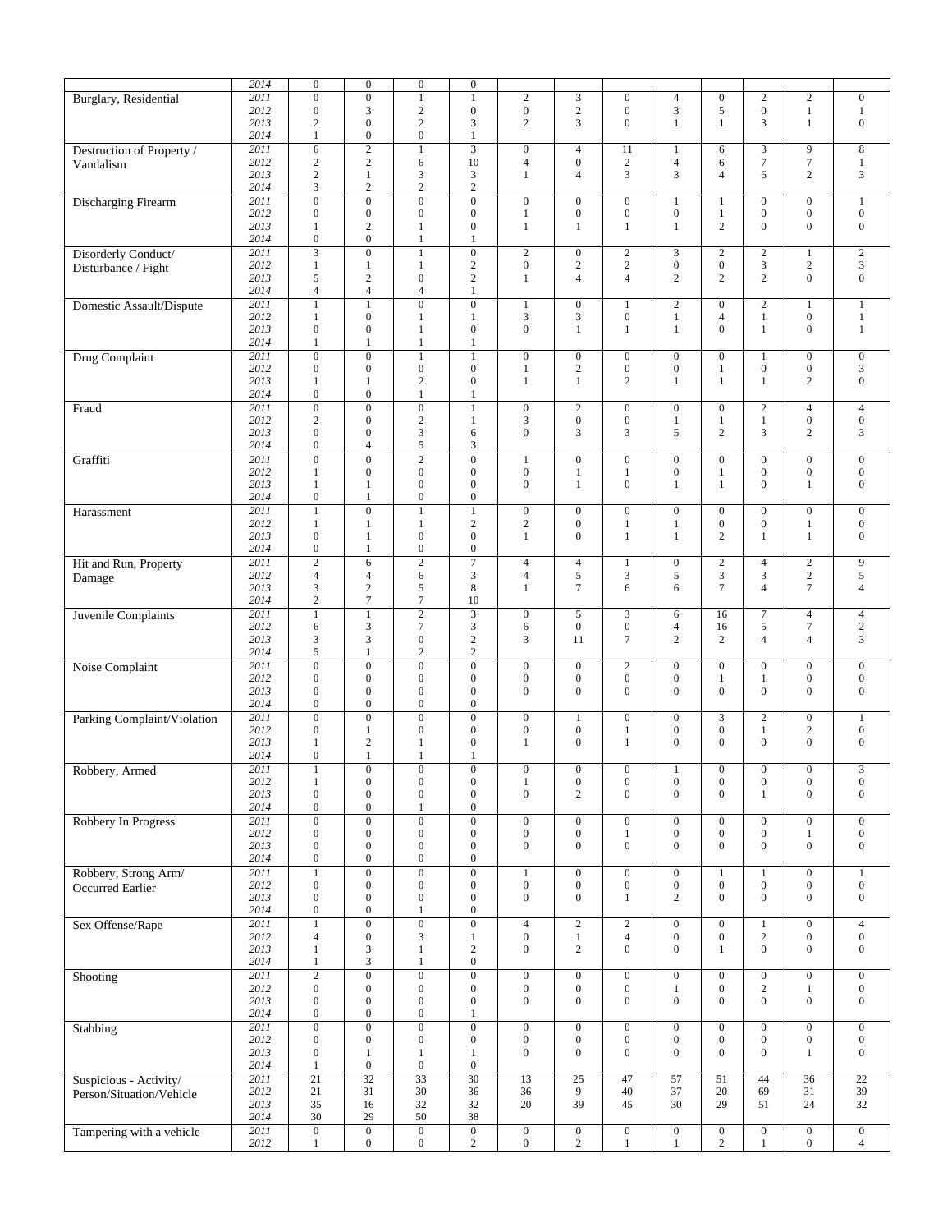|  |  |  |  |  |  |  |  |  |  |  |  |  |  |
|---|---|---|---|---|---|---|---|---|---|---|---|---|---|
|  | 2014 | 0 | 0 | 0 | 0 |  |  |  |  |  |  |  |  |
| Burglary, Residential | 2011 | 0 | 0 | 1 | 1 | 2 | 3 | 0 | 4 | 0 | 2 | 2 | 0 |
|  | 2012 | 0 | 3 | 2 | 0 | 0 | 2 | 0 | 3 | 5 | 0 | 1 | 1 |
|  | 2013 | 2 | 0 | 2 | 3 | 2 | 3 | 0 | 1 | 1 | 3 | 1 | 0 |
|  | 2014 | 1 | 0 | 0 | 1 |  |  |  |  |  |  |  |  |
| Destruction of Property / Vandalism | 2011 | 6 | 2 | 1 | 3 | 0 | 4 | 11 | 1 | 6 | 3 | 9 | 8 |
|  | 2012 | 2 | 2 | 6 | 10 | 4 | 0 | 2 | 4 | 6 | 7 | 7 | 1 |
|  | 2013 | 2 | 1 | 3 | 3 | 1 | 4 | 3 | 3 | 4 | 6 | 2 | 3 |
|  | 2014 | 3 | 2 | 2 | 2 |  |  |  |  |  |  |  |  |
| Discharging Firearm | 2011 | 0 | 0 | 0 | 0 | 0 | 0 | 0 | 1 | 1 | 0 | 0 | 1 |
|  | 2012 | 0 | 0 | 0 | 0 | 1 | 0 | 0 | 0 | 1 | 0 | 0 | 0 |
|  | 2013 | 1 | 2 | 1 | 0 | 1 | 1 | 1 | 1 | 2 | 0 | 0 | 0 |
|  | 2014 | 0 | 0 | 1 | 1 |  |  |  |  |  |  |  |  |
| Disorderly Conduct/ Disturbance / Fight | 2011 | 3 | 0 | 1 | 0 | 2 | 0 | 2 | 3 | 2 | 2 | 1 | 2 |
|  | 2012 | 1 | 1 | 1 | 2 | 0 | 2 | 2 | 0 | 0 | 3 | 2 | 3 |
|  | 2013 | 5 | 2 | 0 | 2 | 1 | 4 | 4 | 2 | 2 | 2 | 0 | 0 |
|  | 2014 | 4 | 4 | 4 | 1 |  |  |  |  |  |  |  |  |
| Domestic Assault/Dispute | 2011 | 1 | 1 | 0 | 0 | 1 | 0 | 1 | 2 | 0 | 2 | 1 | 1 |
|  | 2012 | 1 | 0 | 1 | 1 | 3 | 3 | 0 | 1 | 4 | 1 | 0 | 1 |
|  | 2013 | 0 | 0 | 1 | 0 | 0 | 1 | 1 | 1 | 0 | 1 | 0 | 1 |
|  | 2014 | 1 | 1 | 1 | 1 |  |  |  |  |  |  |  |  |
| Drug Complaint | 2011 | 0 | 0 | 1 | 1 | 0 | 0 | 0 | 0 | 0 | 1 | 0 | 0 |
|  | 2012 | 0 | 0 | 0 | 0 | 1 | 2 | 0 | 0 | 1 | 0 | 0 | 3 |
|  | 2013 | 1 | 1 | 2 | 0 | 1 | 1 | 2 | 1 | 1 | 1 | 2 | 0 |
|  | 2014 | 0 | 0 | 1 | 1 |  |  |  |  |  |  |  |  |
| Fraud | 2011 | 0 | 0 | 0 | 1 | 0 | 2 | 0 | 0 | 0 | 2 | 4 | 4 |
|  | 2012 | 2 | 0 | 2 | 1 | 3 | 0 | 0 | 1 | 1 | 1 | 0 | 0 |
|  | 2013 | 0 | 0 | 3 | 6 | 0 | 3 | 3 | 5 | 2 | 3 | 2 | 3 |
|  | 2014 | 0 | 4 | 5 | 3 |  |  |  |  |  |  |  |  |
| Graffiti | 2011 | 0 | 0 | 2 | 0 | 1 | 0 | 0 | 0 | 0 | 0 | 0 | 0 |
|  | 2012 | 1 | 0 | 0 | 0 | 0 | 1 | 1 | 0 | 1 | 0 | 0 | 0 |
|  | 2013 | 1 | 1 | 0 | 0 | 0 | 1 | 0 | 1 | 1 | 0 | 1 | 0 |
|  | 2014 | 0 | 1 | 0 | 0 |  |  |  |  |  |  |  |  |
| Harassment | 2011 | 1 | 0 | 1 | 1 | 0 | 0 | 0 | 0 | 0 | 0 | 0 | 0 |
|  | 2012 | 1 | 1 | 1 | 2 | 2 | 0 | 1 | 1 | 0 | 0 | 1 | 0 |
|  | 2013 | 0 | 1 | 0 | 0 | 1 | 0 | 1 | 1 | 2 | 1 | 1 | 0 |
|  | 2014 | 0 | 1 | 0 | 0 |  |  |  |  |  |  |  |  |
| Hit and Run, Property Damage | 2011 | 2 | 6 | 2 | 7 | 4 | 4 | 1 | 0 | 2 | 4 | 2 | 9 |
|  | 2012 | 4 | 4 | 6 | 3 | 4 | 5 | 3 | 5 | 3 | 3 | 2 | 5 |
|  | 2013 | 3 | 2 | 5 | 8 | 1 | 7 | 6 | 6 | 7 | 4 | 7 | 4 |
|  | 2014 | 2 | 7 | 7 | 10 |  |  |  |  |  |  |  |  |
| Juvenile Complaints | 2011 | 1 | 1 | 2 | 3 | 0 | 5 | 3 | 6 | 16 | 7 | 4 | 4 |
|  | 2012 | 6 | 3 | 7 | 3 | 6 | 0 | 0 | 4 | 16 | 5 | 7 | 2 |
|  | 2013 | 3 | 3 | 0 | 2 | 3 | 11 | 7 | 2 | 2 | 4 | 4 | 3 |
|  | 2014 | 5 | 1 | 2 | 2 |  |  |  |  |  |  |  |  |
| Noise Complaint | 2011 | 0 | 0 | 0 | 0 | 0 | 0 | 2 | 0 | 0 | 0 | 0 | 0 |
|  | 2012 | 0 | 0 | 0 | 0 | 0 | 0 | 0 | 0 | 1 | 1 | 0 | 0 |
|  | 2013 | 0 | 0 | 0 | 0 | 0 | 0 | 0 | 0 | 0 | 0 | 0 | 0 |
|  | 2014 | 0 | 0 | 0 | 0 |  |  |  |  |  |  |  |  |
| Parking Complaint/Violation | 2011 | 0 | 0 | 0 | 0 | 0 | 1 | 0 | 0 | 3 | 2 | 0 | 1 |
|  | 2012 | 0 | 1 | 0 | 0 | 0 | 0 | 1 | 0 | 0 | 1 | 2 | 0 |
|  | 2013 | 1 | 2 | 1 | 0 | 1 | 0 | 1 | 0 | 0 | 0 | 0 | 0 |
|  | 2014 | 0 | 1 | 1 | 1 |  |  |  |  |  |  |  |  |
| Robbery, Armed | 2011 | 1 | 0 | 0 | 0 | 0 | 0 | 0 | 1 | 0 | 0 | 0 | 3 |
|  | 2012 | 1 | 0 | 0 | 0 | 1 | 0 | 0 | 0 | 0 | 0 | 0 | 0 |
|  | 2013 | 0 | 0 | 0 | 0 | 0 | 2 | 0 | 0 | 0 | 1 | 0 | 0 |
|  | 2014 | 0 | 0 | 1 | 0 |  |  |  |  |  |  |  |  |
| Robbery In Progress | 2011 | 0 | 0 | 0 | 0 | 0 | 0 | 0 | 0 | 0 | 0 | 0 | 0 |
|  | 2012 | 0 | 0 | 0 | 0 | 0 | 0 | 1 | 0 | 0 | 0 | 1 | 0 |
|  | 2013 | 0 | 0 | 0 | 0 | 0 | 0 | 0 | 0 | 0 | 0 | 0 | 0 |
|  | 2014 | 0 | 0 | 0 | 0 |  |  |  |  |  |  |  |  |
| Robbery, Strong Arm/ Occurred Earlier | 2011 | 1 | 0 | 0 | 0 | 1 | 0 | 0 | 0 | 1 | 1 | 0 | 1 |
|  | 2012 | 0 | 0 | 0 | 0 | 0 | 0 | 0 | 0 | 0 | 0 | 0 | 0 |
|  | 2013 | 0 | 0 | 0 | 0 | 0 | 0 | 1 | 2 | 0 | 0 | 0 | 0 |
|  | 2014 | 0 | 0 | 1 | 0 |  |  |  |  |  |  |  |  |
| Sex Offense/Rape | 2011 | 1 | 0 | 0 | 0 | 4 | 2 | 2 | 0 | 0 | 1 | 0 | 4 |
|  | 2012 | 4 | 0 | 3 | 1 | 0 | 1 | 4 | 0 | 0 | 2 | 0 | 0 |
|  | 2013 | 1 | 3 | 1 | 2 | 0 | 2 | 0 | 0 | 1 | 0 | 0 | 0 |
|  | 2014 | 1 | 3 | 1 | 0 |  |  |  |  |  |  |  |  |
| Shooting | 2011 | 2 | 0 | 0 | 0 | 0 | 0 | 0 | 0 | 0 | 0 | 0 | 0 |
|  | 2012 | 0 | 0 | 0 | 0 | 0 | 0 | 0 | 1 | 0 | 2 | 1 | 0 |
|  | 2013 | 0 | 0 | 0 | 0 | 0 | 0 | 0 | 0 | 0 | 0 | 0 | 0 |
|  | 2014 | 0 | 0 | 0 | 1 |  |  |  |  |  |  |  |  |
| Stabbing | 2011 | 0 | 0 | 0 | 0 | 0 | 0 | 0 | 0 | 0 | 0 | 0 | 0 |
|  | 2012 | 0 | 0 | 0 | 0 | 0 | 0 | 0 | 0 | 0 | 0 | 0 | 0 |
|  | 2013 | 0 | 1 | 1 | 1 | 0 | 0 | 0 | 0 | 0 | 0 | 1 | 0 |
|  | 2014 | 1 | 0 | 0 | 0 |  |  |  |  |  |  |  |  |
| Suspicious - Activity/ Person/Situation/Vehicle | 2011 | 21 | 32 | 33 | 30 | 13 | 25 | 47 | 57 | 51 | 44 | 36 | 22 |
|  | 2012 | 21 | 31 | 30 | 36 | 36 | 9 | 40 | 37 | 20 | 69 | 31 | 39 |
|  | 2013 | 35 | 16 | 32 | 32 | 20 | 39 | 45 | 30 | 29 | 51 | 24 | 32 |
|  | 2014 | 30 | 29 | 50 | 38 |  |  |  |  |  |  |  |  |
| Tampering with a vehicle | 2011 | 0 | 0 | 0 | 0 | 0 | 0 | 0 | 0 | 0 | 0 | 0 | 0 |
|  | 2012 | 1 | 0 | 0 | 2 | 0 | 2 | 1 | 1 | 2 | 1 | 0 | 4 |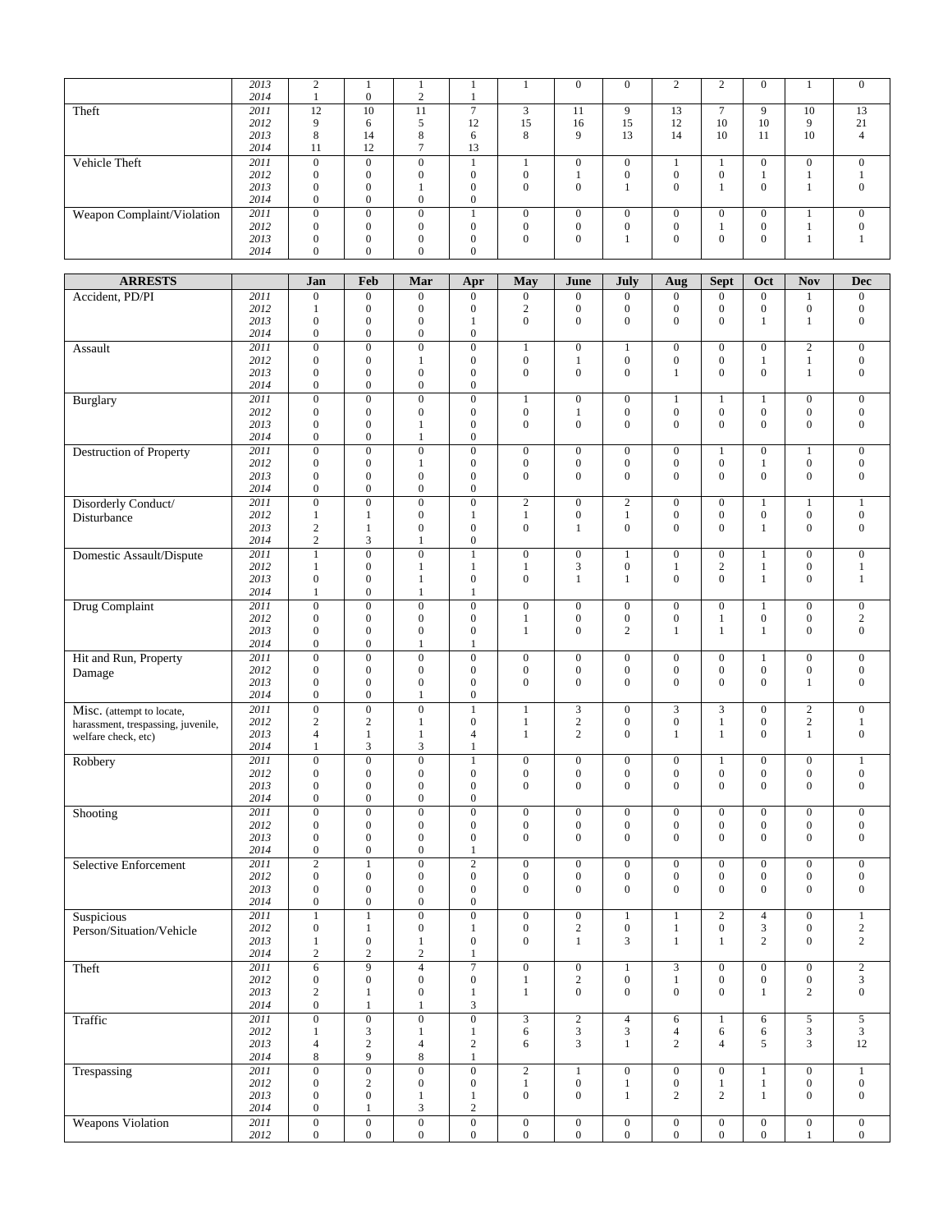| | | | | | | | | | | | | | |
|---|---|---|---|---|---|---|---|---|---|---|---|---|---|
| | 2013 | 2 | 1 | 1 | 1 | 1 | 0 | 0 | 2 | 2 | 0 | 1 | 0 |
| | 2014 | 1 | 0 | 2 | 1 | | | | | | | | |
| Theft | 2011 | 12 | 10 | 11 | 7 | 3 | 11 | 9 | 13 | 7 | 9 | 10 | 13 |
| | 2012 | 9 | 6 | 5 | 12 | 15 | 16 | 15 | 12 | 10 | 10 | 9 | 21 |
| | 2013 | 8 | 14 | 8 | 6 | 8 | 9 | 13 | 14 | 10 | 11 | 10 | 4 |
| | 2014 | 11 | 12 | 7 | 13 | | | | | | | | |
| Vehicle Theft | 2011 | 0 | 0 | 0 | 1 | 1 | 0 | 0 | 1 | 1 | 0 | 0 | 0 |
| | 2012 | 0 | 0 | 0 | 0 | 0 | 1 | 0 | 0 | 0 | 1 | 1 | 1 |
| | 2013 | 0 | 0 | 1 | 0 | 0 | 0 | 1 | 0 | 1 | 0 | 1 | 0 |
| | 2014 | 0 | 0 | 0 | 0 | | | | | | | | |
| Weapon Complaint/Violation | 2011 | 0 | 0 | 0 | 1 | 0 | 0 | 0 | 0 | 0 | 0 | 1 | 0 |
| | 2012 | 0 | 0 | 0 | 0 | 0 | 0 | 0 | 0 | 1 | 0 | 1 | 0 |
| | 2013 | 0 | 0 | 0 | 0 | 0 | 0 | 1 | 0 | 0 | 0 | 1 | 1 |
| | 2014 | 0 | 0 | 0 | 0 | | | | | | | | |

| ARRESTS | | Jan | Feb | Mar | Apr | May | June | July | Aug | Sept | Oct | Nov | Dec |
|---|---|---|---|---|---|---|---|---|---|---|---|---|---|
| Accident, PD/PI | 2011 | 0 | 0 | 0 | 0 | 0 | 0 | 0 | 0 | 0 | 0 | 1 | 0 |
| | 2012 | 1 | 0 | 0 | 0 | 2 | 0 | 0 | 0 | 0 | 0 | 0 | 0 |
| | 2013 | 0 | 0 | 0 | 1 | 0 | 0 | 0 | 0 | 0 | 1 | 1 | 0 |
| | 2014 | 0 | 0 | 0 | 0 | | | | | | | | |
| Assault | 2011 | 0 | 0 | 0 | 0 | 1 | 0 | 1 | 0 | 0 | 0 | 2 | 0 |
| | 2012 | 0 | 0 | 1 | 0 | 0 | 1 | 0 | 0 | 0 | 1 | 1 | 0 |
| | 2013 | 0 | 0 | 0 | 0 | 0 | 0 | 0 | 1 | 0 | 0 | 1 | 0 |
| | 2014 | 0 | 0 | 0 | 0 | | | | | | | | |
| Burglary | 2011 | 0 | 0 | 0 | 0 | 1 | 0 | 0 | 1 | 1 | 1 | 0 | 0 |
| | 2012 | 0 | 0 | 0 | 0 | 0 | 1 | 0 | 0 | 0 | 0 | 0 | 0 |
| | 2013 | 0 | 0 | 1 | 0 | 0 | 0 | 0 | 0 | 0 | 0 | 0 | 0 |
| | 2014 | 0 | 0 | 1 | 0 | | | | | | | | |
| Destruction of Property | 2011 | 0 | 0 | 0 | 0 | 0 | 0 | 0 | 0 | 1 | 0 | 1 | 0 |
| | 2012 | 0 | 0 | 1 | 0 | 0 | 0 | 0 | 0 | 0 | 1 | 0 | 0 |
| | 2013 | 0 | 0 | 0 | 0 | 0 | 0 | 0 | 0 | 0 | 0 | 0 | 0 |
| | 2014 | 0 | 0 | 0 | 0 | | | | | | | | |
| Disorderly Conduct/ Disturbance | 2011 | 0 | 0 | 0 | 0 | 2 | 0 | 2 | 0 | 0 | 1 | 1 | 1 |
| | 2012 | 1 | 1 | 0 | 1 | 1 | 0 | 1 | 0 | 0 | 0 | 0 | 0 |
| | 2013 | 2 | 1 | 0 | 0 | 0 | 1 | 0 | 0 | 0 | 1 | 0 | 0 |
| | 2014 | 2 | 3 | 1 | 0 | | | | | | | | |
| Domestic Assault/Dispute | 2011 | 1 | 0 | 0 | 1 | 0 | 0 | 1 | 0 | 0 | 1 | 0 | 0 |
| | 2012 | 1 | 0 | 1 | 1 | 1 | 3 | 0 | 1 | 2 | 1 | 0 | 1 |
| | 2013 | 0 | 0 | 1 | 0 | 0 | 1 | 1 | 0 | 0 | 1 | 0 | 1 |
| | 2014 | 1 | 0 | 1 | 1 | | | | | | | | |
| Drug Complaint | 2011 | 0 | 0 | 0 | 0 | 0 | 0 | 0 | 0 | 0 | 1 | 0 | 0 |
| | 2012 | 0 | 0 | 0 | 0 | 1 | 0 | 0 | 0 | 1 | 0 | 0 | 2 |
| | 2013 | 0 | 0 | 0 | 0 | 1 | 0 | 2 | 1 | 1 | 1 | 0 | 0 |
| | 2014 | 0 | 0 | 1 | 1 | | | | | | | | |
| Hit and Run, Property Damage | 2011 | 0 | 0 | 0 | 0 | 0 | 0 | 0 | 0 | 0 | 1 | 0 | 0 |
| | 2012 | 0 | 0 | 0 | 0 | 0 | 0 | 0 | 0 | 0 | 0 | 0 | 0 |
| | 2013 | 0 | 0 | 0 | 0 | 0 | 0 | 0 | 0 | 0 | 0 | 1 | 0 |
| | 2014 | 0 | 0 | 1 | 0 | | | | | | | | |
| Misc. (attempt to locate, harassment, trespassing, juvenile, welfare check, etc) | 2011 | 0 | 0 | 0 | 1 | 1 | 3 | 0 | 3 | 3 | 0 | 2 | 0 |
| | 2012 | 2 | 2 | 1 | 0 | 1 | 2 | 0 | 0 | 1 | 0 | 2 | 1 |
| | 2013 | 4 | 1 | 1 | 4 | 1 | 2 | 0 | 1 | 1 | 0 | 1 | 0 |
| | 2014 | 1 | 3 | 3 | 1 | | | | | | | | |
| Robbery | 2011 | 0 | 0 | 0 | 1 | 0 | 0 | 0 | 0 | 1 | 0 | 0 | 1 |
| | 2012 | 0 | 0 | 0 | 0 | 0 | 0 | 0 | 0 | 0 | 0 | 0 | 0 |
| | 2013 | 0 | 0 | 0 | 0 | 0 | 0 | 0 | 0 | 0 | 0 | 0 | 0 |
| | 2014 | 0 | 0 | 0 | 0 | | | | | | | | |
| Shooting | 2011 | 0 | 0 | 0 | 0 | 0 | 0 | 0 | 0 | 0 | 0 | 0 | 0 |
| | 2012 | 0 | 0 | 0 | 0 | 0 | 0 | 0 | 0 | 0 | 0 | 0 | 0 |
| | 2013 | 0 | 0 | 0 | 0 | 0 | 0 | 0 | 0 | 0 | 0 | 0 | 0 |
| | 2014 | 0 | 0 | 0 | 1 | | | | | | | | |
| Selective Enforcement | 2011 | 2 | 1 | 0 | 2 | 0 | 0 | 0 | 0 | 0 | 0 | 0 | 0 |
| | 2012 | 0 | 0 | 0 | 0 | 0 | 0 | 0 | 0 | 0 | 0 | 0 | 0 |
| | 2013 | 0 | 0 | 0 | 0 | 0 | 0 | 0 | 0 | 0 | 0 | 0 | 0 |
| | 2014 | 0 | 0 | 0 | 0 | | | | | | | | |
| Suspicious Person/Situation/Vehicle | 2011 | 1 | 1 | 0 | 0 | 0 | 0 | 1 | 1 | 2 | 4 | 0 | 1 |
| | 2012 | 0 | 1 | 0 | 1 | 0 | 2 | 0 | 1 | 0 | 3 | 0 | 2 |
| | 2013 | 1 | 0 | 1 | 0 | 0 | 1 | 3 | 1 | 1 | 2 | 0 | 2 |
| | 2014 | 2 | 2 | 2 | 1 | | | | | | | | |
| Theft | 2011 | 6 | 9 | 4 | 7 | 0 | 0 | 1 | 3 | 0 | 0 | 0 | 2 |
| | 2012 | 0 | 0 | 0 | 0 | 1 | 2 | 0 | 1 | 0 | 0 | 0 | 3 |
| | 2013 | 2 | 1 | 0 | 1 | 1 | 0 | 0 | 0 | 0 | 1 | 2 | 0 |
| | 2014 | 0 | 1 | 1 | 3 | | | | | | | | |
| Traffic | 2011 | 0 | 0 | 0 | 0 | 3 | 2 | 4 | 6 | 1 | 6 | 5 | 5 |
| | 2012 | 1 | 3 | 1 | 1 | 6 | 3 | 3 | 4 | 6 | 6 | 3 | 3 |
| | 2013 | 4 | 2 | 4 | 2 | 6 | 3 | 1 | 2 | 4 | 5 | 3 | 12 |
| | 2014 | 8 | 9 | 8 | 1 | | | | | | | | |
| Trespassing | 2011 | 0 | 0 | 0 | 0 | 2 | 1 | 0 | 0 | 0 | 1 | 0 | 1 |
| | 2012 | 0 | 2 | 0 | 0 | 1 | 0 | 1 | 0 | 1 | 1 | 0 | 0 |
| | 2013 | 0 | 0 | 1 | 1 | 0 | 0 | 1 | 2 | 2 | 1 | 0 | 0 |
| | 2014 | 0 | 1 | 3 | 2 | | | | | | | | |
| Weapons Violation | 2011 | 0 | 0 | 0 | 0 | 0 | 0 | 0 | 0 | 0 | 0 | 0 | 0 |
| | 2012 | 0 | 0 | 0 | 0 | 0 | 0 | 0 | 0 | 0 | 0 | 1 | 0 |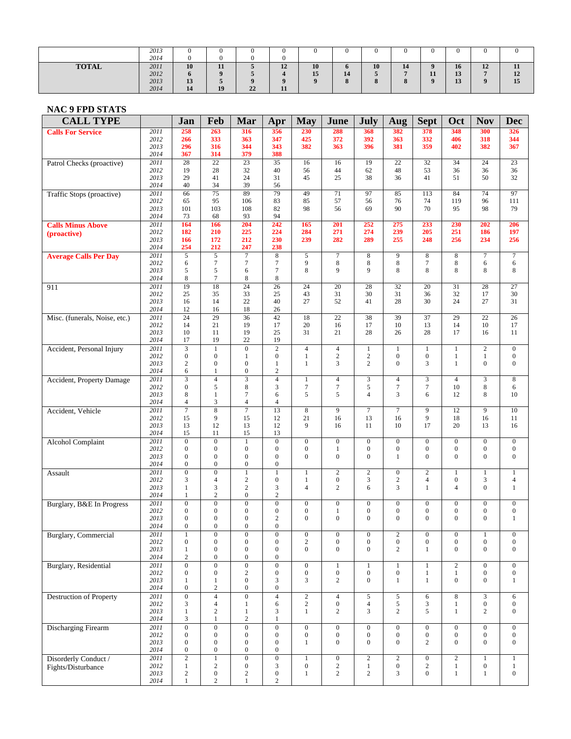| | | | | | | | | | | | | | |
|---|---|---|---|---|---|---|---|---|---|---|---|---|---|
| | 2013 | 0 | 0 | 0 | 0 | 0 | 0 | 0 | 0 | 0 | 0 | 0 | 0 |
| | 2014 | 0 | 0 | 0 | 0 | | | | | | | | |
| **TOTAL** | 2011 | **10** | **11** | **5** | **12** | **10** | **6** | **10** | **14** | **9** | **16** | **12** | **11** |
| | 2012 | **6** | **9** | **5** | **4** | **15** | **14** | **5** | **7** | **11** | **13** | **7** | **12** |
| | 2013 | **13** | **5** | **9** | **9** | **9** | **8** | **8** | **8** | **9** | **13** | **9** | **15** |
| | 2014 | **14** | **19** | **22** | **11** | | | | | | | | |

## NAC 9 FPD STATS

| CALL TYPE | | Jan | Feb | Mar | Apr | May | June | July | Aug | Sept | Oct | Nov | Dec |
|---|---|---|---|---|---|---|---|---|---|---|---|---|---|
| **Calls For Service** | 2011 | **258** | **263** | **316** | **356** | **230** | **288** | **368** | **382** | **378** | **348** | **300** | **326** |
| | 2012 | **266** | **333** | **363** | **347** | **425** | **372** | **392** | **363** | **332** | **406** | **318** | **344** |
| | 2013 | **296** | **316** | **344** | **343** | **382** | **363** | **396** | **381** | **359** | **402** | **382** | **367** |
| | 2014 | **367** | **314** | **379** | **388** | | | | | | | | |
| Patrol Checks (proactive) | 2011 | 28 | 22 | 23 | 35 | 16 | 16 | 19 | 22 | 32 | 34 | 24 | 23 |
| | 2012 | 19 | 28 | 32 | 40 | 56 | 44 | 62 | 48 | 53 | 36 | 36 | 36 |
| | 2013 | 29 | 41 | 24 | 31 | 45 | 25 | 38 | 36 | 41 | 51 | 50 | 32 |
| | 2014 | 40 | 34 | 39 | 56 | | | | | | | | |
| Traffic Stops (proactive) | 2011 | 66 | 75 | 89 | 79 | 49 | 71 | 97 | 85 | 113 | 84 | 74 | 97 |
| | 2012 | 65 | 95 | 106 | 83 | 85 | 57 | 56 | 76 | 74 | 119 | 96 | 111 |
| | 2013 | 101 | 103 | 108 | 82 | 98 | 56 | 69 | 90 | 70 | 95 | 98 | 79 |
| | 2014 | 73 | 68 | 93 | 94 | | | | | | | | |
| **Calls Minus Above (proactive)** | 2011 | **164** | **166** | **204** | **242** | **165** | **201** | **252** | **275** | **233** | **230** | **202** | **206** |
| | 2012 | **182** | **210** | **225** | **224** | **284** | **271** | **274** | **239** | **205** | **251** | **186** | **197** |
| | 2013 | **166** | **172** | **212** | **230** | **239** | **282** | **289** | **255** | **248** | **256** | **234** | **256** |
| | 2014 | **254** | **212** | **247** | **238** | | | | | | | | |
| **Average Calls Per Day** | 2011 | 5 | 5 | 7 | 8 | 5 | 7 | 8 | 9 | 8 | 8 | 7 | 7 |
| | 2012 | 6 | 7 | 7 | 7 | 9 | 8 | 8 | 8 | 7 | 8 | 6 | 6 |
| | 2013 | 5 | 5 | 6 | 7 | 8 | 9 | 9 | 8 | 8 | 8 | 8 | 8 |
| | 2014 | 8 | 7 | 8 | 8 | | | | | | | | |
| 911 | 2011 | 19 | 18 | 24 | 26 | 24 | 20 | 28 | 32 | 20 | 31 | 28 | 27 |
| | 2012 | 25 | 35 | 33 | 25 | 43 | 31 | 30 | 31 | 36 | 32 | 17 | 30 |
| | 2013 | 16 | 14 | 22 | 40 | 27 | 52 | 41 | 28 | 30 | 24 | 27 | 31 |
| | 2014 | 12 | 16 | 18 | 26 | | | | | | | | |
| Misc. (funerals, Noise, etc.) | 2011 | 24 | 29 | 36 | 42 | 18 | 22 | 38 | 39 | 37 | 29 | 22 | 26 |
| | 2012 | 14 | 21 | 19 | 17 | 20 | 16 | 17 | 10 | 13 | 14 | 10 | 17 |
| | 2013 | 10 | 11 | 19 | 25 | 31 | 21 | 28 | 26 | 28 | 17 | 16 | 11 |
| | 2014 | 17 | 19 | 22 | 19 | | | | | | | | |
| Accident, Personal Injury | 2011 | 3 | 1 | 0 | 2 | 4 | 4 | 1 | 1 | 1 | 1 | 2 | 0 |
| | 2012 | 0 | 0 | 1 | 0 | 1 | 2 | 2 | 0 | 0 | 1 | 1 | 0 |
| | 2013 | 2 | 0 | 0 | 1 | 1 | 3 | 2 | 0 | 3 | 1 | 0 | 0 |
| | 2014 | 6 | 1 | 0 | 2 | | | | | | | | |
| Accident, Property Damage | 2011 | 3 | 4 | 3 | 4 | 1 | 4 | 3 | 4 | 3 | 4 | 3 | 8 |
| | 2012 | 0 | 5 | 8 | 3 | 7 | 7 | 5 | 7 | 7 | 10 | 8 | 6 |
| | 2013 | 8 | 1 | 7 | 6 | 5 | 5 | 4 | 3 | 6 | 12 | 8 | 10 |
| | 2014 | 4 | 3 | 4 | 4 | | | | | | | | |
| Accident, Vehicle | 2011 | 7 | 8 | 7 | 13 | 8 | 9 | 7 | 7 | 9 | 12 | 9 | 10 |
| | 2012 | 15 | 9 | 15 | 12 | 21 | 16 | 13 | 16 | 9 | 18 | 16 | 11 |
| | 2013 | 13 | 12 | 13 | 12 | 9 | 16 | 11 | 10 | 17 | 20 | 13 | 16 |
| | 2014 | 15 | 11 | 15 | 13 | | | | | | | | |
| Alcohol Complaint | 2011 | 0 | 0 | 1 | 0 | 0 | 0 | 0 | 0 | 0 | 0 | 0 | 0 |
| | 2012 | 0 | 0 | 0 | 0 | 0 | 1 | 0 | 0 | 0 | 0 | 0 | 0 |
| | 2013 | 0 | 0 | 0 | 0 | 0 | 0 | 0 | 1 | 0 | 0 | 0 | 0 |
| | 2014 | 0 | 0 | 0 | 0 | | | | | | | | |
| Assault | 2011 | 0 | 0 | 1 | 1 | 1 | 2 | 2 | 0 | 2 | 1 | 1 | 1 |
| | 2012 | 3 | 4 | 2 | 0 | 1 | 0 | 3 | 2 | 4 | 0 | 3 | 4 |
| | 2013 | 1 | 3 | 2 | 3 | 4 | 2 | 6 | 3 | 1 | 4 | 0 | 1 |
| | 2014 | 1 | 2 | 0 | 2 | | | | | | | | |
| Burglary, B&E In Progress | 2011 | 0 | 0 | 0 | 0 | 0 | 0 | 0 | 0 | 0 | 0 | 0 | 0 |
| | 2012 | 0 | 0 | 0 | 0 | 0 | 1 | 0 | 0 | 0 | 0 | 0 | 0 |
| | 2013 | 0 | 0 | 0 | 2 | 0 | 0 | 0 | 0 | 0 | 0 | 0 | 1 |
| | 2014 | 0 | 0 | 0 | 0 | | | | | | | | |
| Burglary, Commercial | 2011 | 1 | 0 | 0 | 0 | 0 | 0 | 0 | 2 | 0 | 0 | 1 | 0 |
| | 2012 | 0 | 0 | 0 | 0 | 2 | 0 | 0 | 0 | 0 | 0 | 0 | 0 |
| | 2013 | 1 | 0 | 0 | 0 | 0 | 0 | 0 | 2 | 1 | 0 | 0 | 0 |
| | 2014 | 2 | 0 | 0 | 0 | | | | | | | | |
| Burglary, Residential | 2011 | 0 | 0 | 0 | 0 | 0 | 1 | 1 | 1 | 1 | 2 | 0 | 0 |
| | 2012 | 0 | 0 | 2 | 0 | 0 | 0 | 0 | 0 | 1 | 1 | 0 | 0 |
| | 2013 | 1 | 1 | 0 | 3 | 3 | 2 | 0 | 1 | 1 | 0 | 0 | 1 |
| | 2014 | 0 | 2 | 0 | 0 | | | | | | | | |
| Destruction of Property | 2011 | 0 | 4 | 0 | 4 | 2 | 4 | 5 | 5 | 6 | 8 | 3 | 6 |
| | 2012 | 3 | 4 | 1 | 6 | 2 | 0 | 4 | 5 | 3 | 1 | 0 | 0 |
| | 2013 | 1 | 2 | 1 | 3 | 1 | 2 | 3 | 2 | 5 | 1 | 2 | 0 |
| | 2014 | 3 | 1 | 2 | 1 | | | | | | | | |
| Discharging Firearm | 2011 | 0 | 0 | 0 | 0 | 0 | 0 | 0 | 0 | 0 | 0 | 0 | 0 |
| | 2012 | 0 | 0 | 0 | 0 | 0 | 0 | 0 | 0 | 0 | 0 | 0 | 0 |
| | 2013 | 0 | 0 | 0 | 0 | 1 | 0 | 0 | 0 | 2 | 0 | 0 | 0 |
| | 2014 | 0 | 0 | 0 | 0 | | | | | | | | |
| Disorderly Conduct / Fights/Disturbance | 2011 | 2 | 1 | 0 | 0 | 1 | 0 | 2 | 2 | 0 | 2 | 1 | 1 |
| | 2012 | 1 | 2 | 0 | 3 | 0 | 2 | 1 | 0 | 2 | 1 | 0 | 1 |
| | 2013 | 2 | 0 | 2 | 0 | 1 | 2 | 2 | 3 | 0 | 1 | 1 | 0 |
| | 2014 | 1 | 2 | 1 | 2 | | | | | | | | |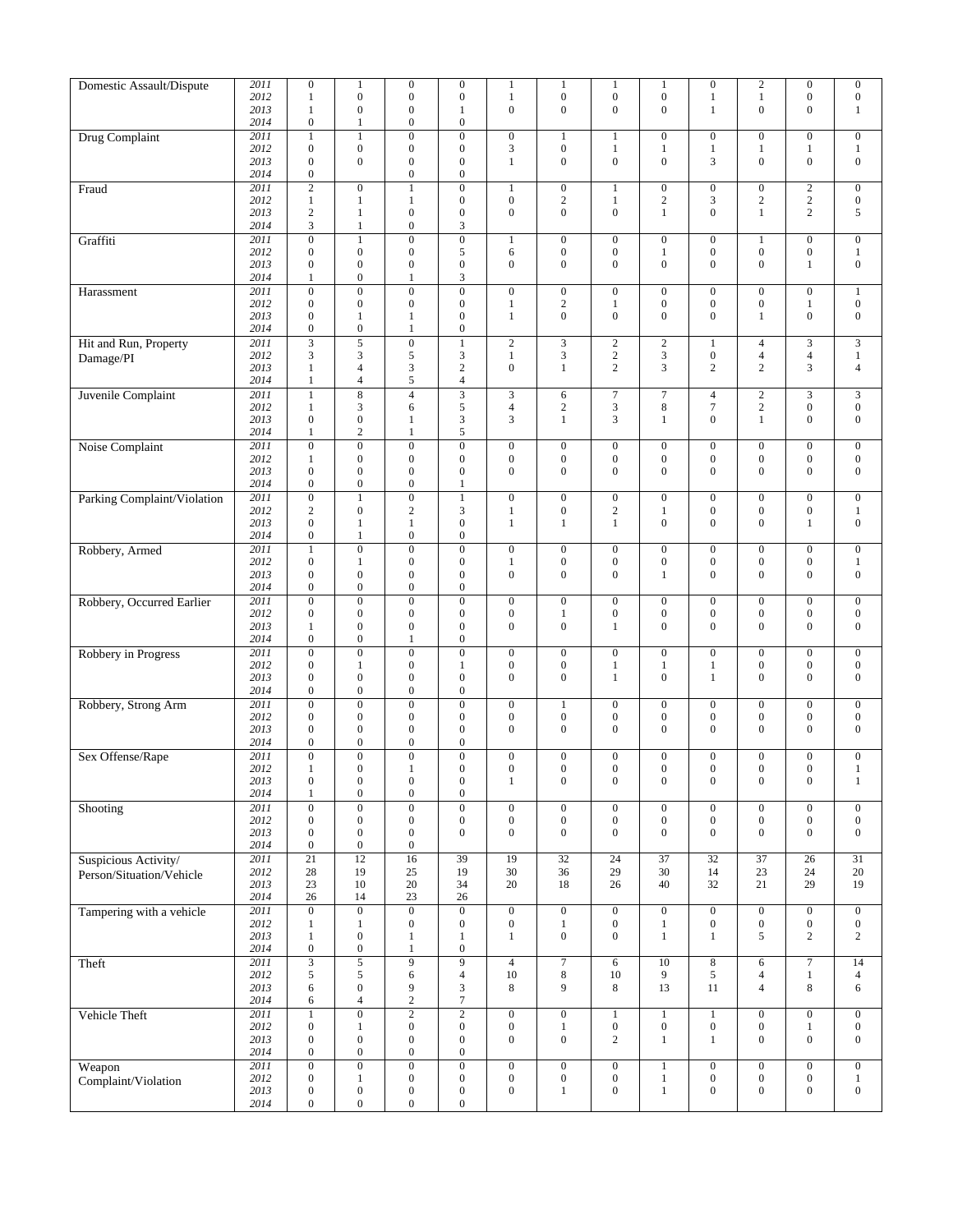| Domestic Assault/Dispute | 2011 | 0 | 1 | 0 | 0 | 1 | 1 | 1 | 1 | 0 | 2 | 0 | 0 |
|---|---|---|---|---|---|---|---|---|---|---|---|---|---|
| | 2012 | 1 | 0 | 0 | 0 | 1 | 0 | 0 | 0 | 1 | 1 | 0 | 0 |
| | 2013 | 1 | 0 | 0 | 1 | 0 | 0 | 0 | 0 | 1 | 0 | 0 | 1 |
| | 2014 | 0 | 1 | 0 | 0 | | | | | | | | |
| Drug Complaint | 2011 | 1 | 1 | 0 | 0 | 0 | 1 | 1 | 0 | 0 | 0 | 0 | 0 |
| | 2012 | 0 | 0 | 0 | 0 | 3 | 0 | 1 | 1 | 1 | 1 | 1 | 1 |
| | 2013 | 0 | 0 | 0 | 0 | 1 | 0 | 0 | 0 | 3 | 0 | 0 | 0 |
| | 2014 | 0 | | 0 | 0 | | | | | | | | |
| Fraud | 2011 | 2 | 0 | 1 | 0 | 1 | 0 | 1 | 0 | 0 | 0 | 2 | 0 |
| | 2012 | 1 | 1 | 1 | 0 | 0 | 2 | 1 | 2 | 3 | 2 | 2 | 0 |
| | 2013 | 2 | 1 | 0 | 0 | 0 | 0 | 0 | 1 | 0 | 1 | 2 | 5 |
| | 2014 | 3 | 1 | 0 | 3 | | | | | | | | |
| Graffiti | 2011 | 0 | 1 | 0 | 0 | 1 | 0 | 0 | 0 | 0 | 1 | 0 | 0 |
| | 2012 | 0 | 0 | 0 | 5 | 6 | 0 | 0 | 1 | 0 | 0 | 0 | 1 |
| | 2013 | 0 | 0 | 0 | 0 | 0 | 0 | 0 | 0 | 0 | 0 | 1 | 0 |
| | 2014 | 1 | 0 | 1 | 3 | | | | | | | | |
| Harassment | 2011 | 0 | 0 | 0 | 0 | 0 | 0 | 0 | 0 | 0 | 0 | 0 | 1 |
| | 2012 | 0 | 0 | 0 | 0 | 1 | 2 | 1 | 0 | 0 | 0 | 1 | 0 |
| | 2013 | 0 | 1 | 1 | 0 | 1 | 0 | 0 | 0 | 0 | 1 | 0 | 0 |
| | 2014 | 0 | 0 | 1 | 0 | | | | | | | | |
| Hit and Run, Property Damage/PI | 2011 | 3 | 5 | 0 | 1 | 2 | 3 | 2 | 2 | 1 | 4 | 3 | 3 |
| | 2012 | 3 | 3 | 5 | 3 | 1 | 3 | 2 | 3 | 0 | 4 | 4 | 1 |
| | 2013 | 1 | 4 | 3 | 2 | 0 | 1 | 2 | 3 | 2 | 2 | 3 | 4 |
| | 2014 | 1 | 4 | 5 | 4 | | | | | | | | |
| Juvenile Complaint | 2011 | 1 | 8 | 4 | 3 | 3 | 6 | 7 | 7 | 4 | 2 | 3 | 3 |
| | 2012 | 1 | 3 | 6 | 5 | 4 | 2 | 3 | 8 | 7 | 2 | 0 | 0 |
| | 2013 | 0 | 0 | 1 | 3 | 3 | 1 | 3 | 1 | 0 | 1 | 0 | 0 |
| | 2014 | 1 | 2 | 1 | 5 | | | | | | | | |
| Noise Complaint | 2011 | 0 | 0 | 0 | 0 | 0 | 0 | 0 | 0 | 0 | 0 | 0 | 0 |
| | 2012 | 1 | 0 | 0 | 0 | 0 | 0 | 0 | 0 | 0 | 0 | 0 | 0 |
| | 2013 | 0 | 0 | 0 | 0 | 0 | 0 | 0 | 0 | 0 | 0 | 0 | 0 |
| | 2014 | 0 | 0 | 0 | 1 | | | | | | | | |
| Parking Complaint/Violation | 2011 | 0 | 1 | 0 | 1 | 0 | 0 | 0 | 0 | 0 | 0 | 0 | 0 |
| | 2012 | 2 | 0 | 2 | 3 | 1 | 0 | 2 | 1 | 0 | 0 | 0 | 1 |
| | 2013 | 0 | 1 | 1 | 0 | 1 | 1 | 1 | 0 | 0 | 0 | 1 | 0 |
| | 2014 | 0 | 1 | 0 | 0 | | | | | | | | |
| Robbery, Armed | 2011 | 1 | 0 | 0 | 0 | 0 | 0 | 0 | 0 | 0 | 0 | 0 | 0 |
| | 2012 | 0 | 1 | 0 | 0 | 1 | 0 | 0 | 0 | 0 | 0 | 0 | 1 |
| | 2013 | 0 | 0 | 0 | 0 | 0 | 0 | 0 | 1 | 0 | 0 | 0 | 0 |
| | 2014 | 0 | 0 | 0 | 0 | | | | | | | | |
| Robbery, Occurred Earlier | 2011 | 0 | 0 | 0 | 0 | 0 | 0 | 0 | 0 | 0 | 0 | 0 | 0 |
| | 2012 | 0 | 0 | 0 | 0 | 0 | 1 | 0 | 0 | 0 | 0 | 0 | 0 |
| | 2013 | 1 | 0 | 0 | 0 | 0 | 0 | 1 | 0 | 0 | 0 | 0 | 0 |
| | 2014 | 0 | 0 | 1 | 0 | | | | | | | | |
| Robbery in Progress | 2011 | 0 | 0 | 0 | 0 | 0 | 0 | 0 | 0 | 0 | 0 | 0 | 0 |
| | 2012 | 0 | 1 | 0 | 1 | 0 | 0 | 1 | 1 | 1 | 0 | 0 | 0 |
| | 2013 | 0 | 0 | 0 | 0 | 0 | 0 | 1 | 0 | 1 | 0 | 0 | 0 |
| | 2014 | 0 | 0 | 0 | 0 | | | | | | | | |
| Robbery, Strong Arm | 2011 | 0 | 0 | 0 | 0 | 0 | 1 | 0 | 0 | 0 | 0 | 0 | 0 |
| | 2012 | 0 | 0 | 0 | 0 | 0 | 0 | 0 | 0 | 0 | 0 | 0 | 0 |
| | 2013 | 0 | 0 | 0 | 0 | 0 | 0 | 0 | 0 | 0 | 0 | 0 | 0 |
| | 2014 | 0 | 0 | 0 | 0 | | | | | | | | |
| Sex Offense/Rape | 2011 | 0 | 0 | 0 | 0 | 0 | 0 | 0 | 0 | 0 | 0 | 0 | 0 |
| | 2012 | 1 | 0 | 1 | 0 | 0 | 0 | 0 | 0 | 0 | 0 | 0 | 1 |
| | 2013 | 0 | 0 | 0 | 0 | 1 | 0 | 0 | 0 | 0 | 0 | 0 | 1 |
| | 2014 | 1 | 0 | 0 | 0 | | | | | | | | |
| Shooting | 2011 | 0 | 0 | 0 | 0 | 0 | 0 | 0 | 0 | 0 | 0 | 0 | 0 |
| | 2012 | 0 | 0 | 0 | 0 | 0 | 0 | 0 | 0 | 0 | 0 | 0 | 0 |
| | 2013 | 0 | 0 | 0 | 0 | 0 | 0 | 0 | 0 | 0 | 0 | 0 | 0 |
| | 2014 | 0 | 0 | 0 | | | | | | | | | |
| Suspicious Activity/ Person/Situation/Vehicle | 2011 | 21 | 12 | 16 | 39 | 19 | 32 | 24 | 37 | 32 | 37 | 26 | 31 |
| | 2012 | 28 | 19 | 25 | 19 | 30 | 36 | 29 | 30 | 14 | 23 | 24 | 20 |
| | 2013 | 23 | 10 | 20 | 34 | 20 | 18 | 26 | 40 | 32 | 21 | 29 | 19 |
| | 2014 | 26 | 14 | 23 | 26 | | | | | | | | |
| Tampering with a vehicle | 2011 | 0 | 0 | 0 | 0 | 0 | 0 | 0 | 0 | 0 | 0 | 0 | 0 |
| | 2012 | 1 | 1 | 0 | 0 | 0 | 1 | 0 | 1 | 0 | 0 | 0 | 0 |
| | 2013 | 1 | 0 | 1 | 1 | 1 | 0 | 0 | 1 | 1 | 5 | 2 | 2 |
| | 2014 | 0 | 0 | 1 | 0 | | | | | | | | |
| Theft | 2011 | 3 | 5 | 9 | 9 | 4 | 7 | 6 | 10 | 8 | 6 | 7 | 14 |
| | 2012 | 5 | 5 | 6 | 4 | 10 | 8 | 10 | 9 | 5 | 4 | 1 | 4 |
| | 2013 | 6 | 0 | 9 | 3 | 8 | 9 | 8 | 13 | 11 | 4 | 8 | 6 |
| | 2014 | 6 | 4 | 2 | 7 | | | | | | | | |
| Vehicle Theft | 2011 | 1 | 0 | 2 | 2 | 0 | 0 | 1 | 1 | 1 | 0 | 0 | 0 |
| | 2012 | 0 | 1 | 0 | 0 | 0 | 1 | 0 | 0 | 0 | 0 | 1 | 0 |
| | 2013 | 0 | 0 | 0 | 0 | 0 | 0 | 2 | 1 | 1 | 0 | 0 | 0 |
| | 2014 | 0 | 0 | 0 | 0 | | | | | | | | |
| Weapon Complaint/Violation | 2011 | 0 | 0 | 0 | 0 | 0 | 0 | 0 | 1 | 0 | 0 | 0 | 0 |
| | 2012 | 0 | 1 | 0 | 0 | 0 | 0 | 0 | 1 | 0 | 0 | 0 | 1 |
| | 2013 | 0 | 0 | 0 | 0 | 0 | 1 | 0 | 1 | 0 | 0 | 0 | 0 |
| | 2014 | 0 | 0 | 0 | 0 | | | | | | | | |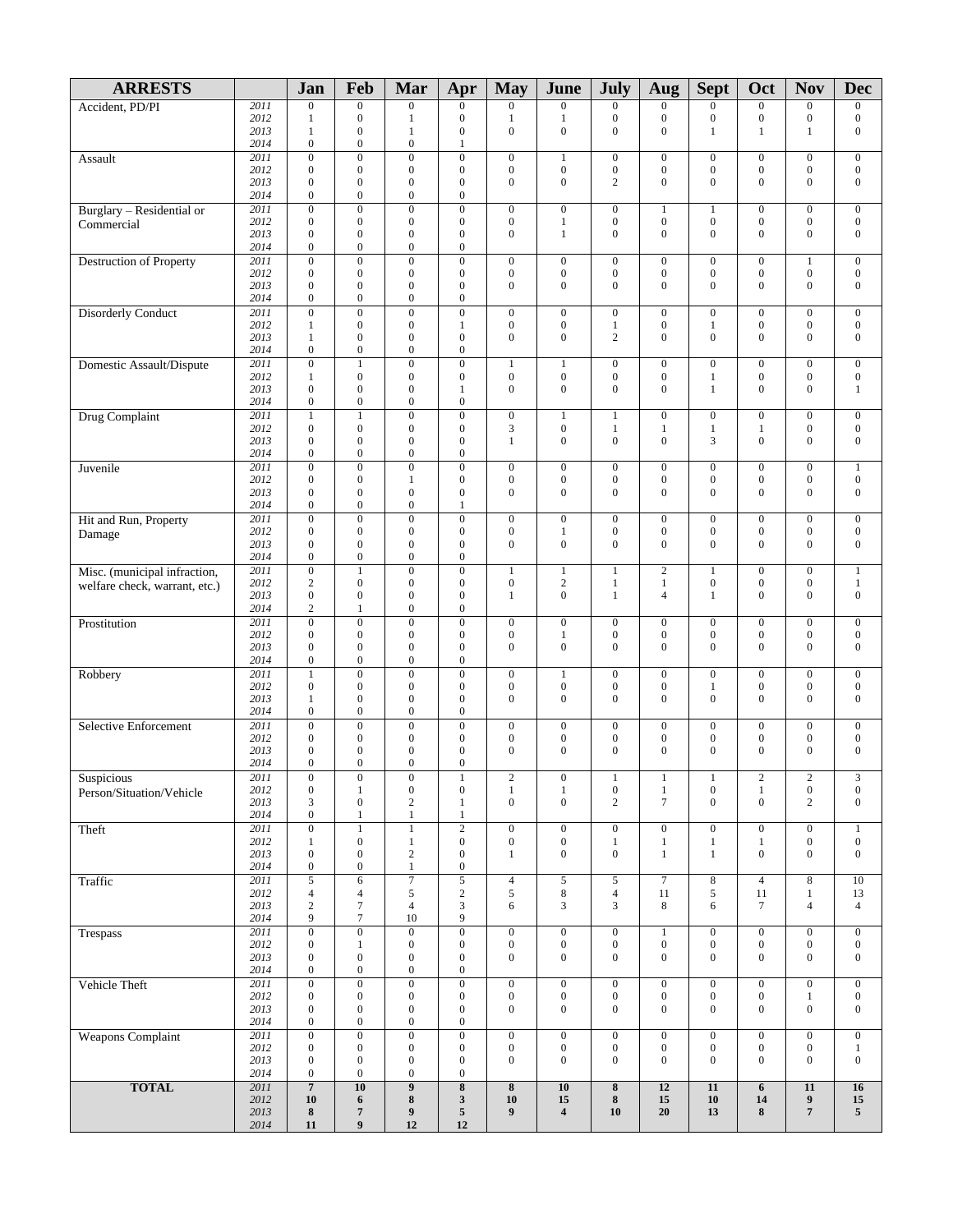| ARRESTS | | Jan | Feb | Mar | Apr | May | June | July | Aug | Sept | Oct | Nov | Dec |
|---|---|---|---|---|---|---|---|---|---|---|---|---|---|
| Accident, PD/PI | 2011 | 0 | 0 | 0 | 0 | 0 | 0 | 0 | 0 | 0 | 0 | 0 | 0 |
| | 2012 | 1 | 0 | 1 | 0 | 1 | 1 | 0 | 0 | 0 | 0 | 0 | 0 |
| | 2013 | 1 | 0 | 1 | 0 | 0 | 0 | 0 | 0 | 1 | 1 | 1 | 0 |
| | 2014 | 0 | 0 | 0 | 1 | | | | | | | | |
| Assault | 2011 | 0 | 0 | 0 | 0 | 0 | 1 | 0 | 0 | 0 | 0 | 0 | 0 |
| | 2012 | 0 | 0 | 0 | 0 | 0 | 0 | 0 | 0 | 0 | 0 | 0 | 0 |
| | 2013 | 0 | 0 | 0 | 0 | 0 | 0 | 2 | 0 | 0 | 0 | 0 | 0 |
| | 2014 | 0 | 0 | 0 | 0 | | | | | | | | |
| Burglary – Residential or Commercial | 2011 | 0 | 0 | 0 | 0 | 0 | 0 | 0 | 1 | 1 | 0 | 0 | 0 |
| | 2012 | 0 | 0 | 0 | 0 | 0 | 1 | 0 | 0 | 0 | 0 | 0 | 0 |
| | 2013 | 0 | 0 | 0 | 0 | 0 | 1 | 0 | 0 | 0 | 0 | 0 | 0 |
| | 2014 | 0 | 0 | 0 | 0 | | | | | | | | |
| Destruction of Property | 2011 | 0 | 0 | 0 | 0 | 0 | 0 | 0 | 0 | 0 | 0 | 1 | 0 |
| | 2012 | 0 | 0 | 0 | 0 | 0 | 0 | 0 | 0 | 0 | 0 | 0 | 0 |
| | 2013 | 0 | 0 | 0 | 0 | 0 | 0 | 0 | 0 | 0 | 0 | 0 | 0 |
| | 2014 | 0 | 0 | 0 | 0 | | | | | | | | |
| Disorderly Conduct | 2011 | 0 | 0 | 0 | 0 | 0 | 0 | 0 | 0 | 0 | 0 | 0 | 0 |
| | 2012 | 1 | 0 | 0 | 1 | 0 | 0 | 1 | 0 | 1 | 0 | 0 | 0 |
| | 2013 | 1 | 0 | 0 | 0 | 0 | 0 | 2 | 0 | 0 | 0 | 0 | 0 |
| | 2014 | 0 | 0 | 0 | 0 | | | | | | | | |
| Domestic Assault/Dispute | 2011 | 0 | 1 | 0 | 0 | 1 | 1 | 0 | 0 | 0 | 0 | 0 | 0 |
| | 2012 | 1 | 0 | 0 | 0 | 0 | 0 | 0 | 0 | 1 | 0 | 0 | 0 |
| | 2013 | 0 | 0 | 0 | 1 | 0 | 0 | 0 | 0 | 1 | 0 | 0 | 1 |
| | 2014 | 0 | 0 | 0 | 0 | | | | | | | | |
| Drug Complaint | 2011 | 1 | 1 | 0 | 0 | 0 | 1 | 1 | 0 | 0 | 0 | 0 | 0 |
| | 2012 | 0 | 0 | 0 | 0 | 3 | 0 | 1 | 1 | 1 | 1 | 0 | 0 |
| | 2013 | 0 | 0 | 0 | 0 | 1 | 0 | 0 | 0 | 3 | 0 | 0 | 0 |
| | 2014 | 0 | 0 | 0 | 0 | | | | | | | | |
| Juvenile | 2011 | 0 | 0 | 0 | 0 | 0 | 0 | 0 | 0 | 0 | 0 | 0 | 1 |
| | 2012 | 0 | 0 | 1 | 0 | 0 | 0 | 0 | 0 | 0 | 0 | 0 | 0 |
| | 2013 | 0 | 0 | 0 | 0 | 0 | 0 | 0 | 0 | 0 | 0 | 0 | 0 |
| | 2014 | 0 | 0 | 0 | 1 | | | | | | | | |
| Hit and Run, Property Damage | 2011 | 0 | 0 | 0 | 0 | 0 | 0 | 0 | 0 | 0 | 0 | 0 | 0 |
| | 2012 | 0 | 0 | 0 | 0 | 0 | 1 | 0 | 0 | 0 | 0 | 0 | 0 |
| | 2013 | 0 | 0 | 0 | 0 | 0 | 0 | 0 | 0 | 0 | 0 | 0 | 0 |
| | 2014 | 0 | 0 | 0 | 0 | | | | | | | | |
| Misc. (municipal infraction, welfare check, warrant, etc.) | 2011 | 0 | 1 | 0 | 0 | 1 | 1 | 1 | 2 | 1 | 0 | 0 | 1 |
| | 2012 | 2 | 0 | 0 | 0 | 0 | 2 | 1 | 1 | 0 | 0 | 0 | 1 |
| | 2013 | 0 | 0 | 0 | 0 | 1 | 0 | 1 | 4 | 1 | 0 | 0 | 0 |
| | 2014 | 2 | 1 | 0 | 0 | | | | | | | | |
| Prostitution | 2011 | 0 | 0 | 0 | 0 | 0 | 0 | 0 | 0 | 0 | 0 | 0 | 0 |
| | 2012 | 0 | 0 | 0 | 0 | 0 | 1 | 0 | 0 | 0 | 0 | 0 | 0 |
| | 2013 | 0 | 0 | 0 | 0 | 0 | 0 | 0 | 0 | 0 | 0 | 0 | 0 |
| | 2014 | 0 | 0 | 0 | 0 | | | | | | | | |
| Robbery | 2011 | 1 | 0 | 0 | 0 | 0 | 1 | 0 | 0 | 0 | 0 | 0 | 0 |
| | 2012 | 0 | 0 | 0 | 0 | 0 | 0 | 0 | 0 | 1 | 0 | 0 | 0 |
| | 2013 | 1 | 0 | 0 | 0 | 0 | 0 | 0 | 0 | 0 | 0 | 0 | 0 |
| | 2014 | 0 | 0 | 0 | 0 | | | | | | | | |
| Selective Enforcement | 2011 | 0 | 0 | 0 | 0 | 0 | 0 | 0 | 0 | 0 | 0 | 0 | 0 |
| | 2012 | 0 | 0 | 0 | 0 | 0 | 0 | 0 | 0 | 0 | 0 | 0 | 0 |
| | 2013 | 0 | 0 | 0 | 0 | 0 | 0 | 0 | 0 | 0 | 0 | 0 | 0 |
| | 2014 | 0 | 0 | 0 | 0 | | | | | | | | |
| Suspicious Person/Situation/Vehicle | 2011 | 0 | 0 | 0 | 1 | 2 | 0 | 1 | 1 | 1 | 2 | 2 | 3 |
| | 2012 | 0 | 1 | 0 | 0 | 1 | 1 | 0 | 1 | 0 | 1 | 0 | 0 |
| | 2013 | 3 | 0 | 2 | 1 | 0 | 0 | 2 | 7 | 0 | 0 | 2 | 0 |
| | 2014 | 0 | 1 | 1 | 1 | | | | | | | | |
| Theft | 2011 | 0 | 1 | 1 | 2 | 0 | 0 | 0 | 0 | 0 | 0 | 0 | 1 |
| | 2012 | 1 | 0 | 1 | 0 | 0 | 0 | 1 | 1 | 1 | 1 | 0 | 0 |
| | 2013 | 0 | 0 | 2 | 0 | 1 | 0 | 0 | 1 | 1 | 0 | 0 | 0 |
| | 2014 | 0 | 0 | 1 | 0 | | | | | | | | |
| Traffic | 2011 | 5 | 6 | 7 | 5 | 4 | 5 | 5 | 7 | 8 | 4 | 8 | 10 |
| | 2012 | 4 | 4 | 5 | 2 | 5 | 8 | 4 | 11 | 5 | 11 | 1 | 13 |
| | 2013 | 2 | 7 | 4 | 3 | 6 | 3 | 3 | 8 | 6 | 7 | 4 | 4 |
| | 2014 | 9 | 7 | 10 | 9 | | | | | | | | |
| Trespass | 2011 | 0 | 0 | 0 | 0 | 0 | 0 | 0 | 1 | 0 | 0 | 0 | 0 |
| | 2012 | 0 | 1 | 0 | 0 | 0 | 0 | 0 | 0 | 0 | 0 | 0 | 0 |
| | 2013 | 0 | 0 | 0 | 0 | 0 | 0 | 0 | 0 | 0 | 0 | 0 | 0 |
| | 2014 | 0 | 0 | 0 | 0 | | | | | | | | |
| Vehicle Theft | 2011 | 0 | 0 | 0 | 0 | 0 | 0 | 0 | 0 | 0 | 0 | 0 | 0 |
| | 2012 | 0 | 0 | 0 | 0 | 0 | 0 | 0 | 0 | 0 | 0 | 1 | 0 |
| | 2013 | 0 | 0 | 0 | 0 | 0 | 0 | 0 | 0 | 0 | 0 | 0 | 0 |
| | 2014 | 0 | 0 | 0 | 0 | | | | | | | | |
| Weapons Complaint | 2011 | 0 | 0 | 0 | 0 | 0 | 0 | 0 | 0 | 0 | 0 | 0 | 0 |
| | 2012 | 0 | 0 | 0 | 0 | 0 | 0 | 0 | 0 | 0 | 0 | 0 | 1 |
| | 2013 | 0 | 0 | 0 | 0 | 0 | 0 | 0 | 0 | 0 | 0 | 0 | 0 |
| | 2014 | 0 | 0 | 0 | 0 | | | | | | | | |
| **TOTAL** | 2011 | **7** | **10** | **9** | **8** | **8** | **10** | **8** | **12** | **11** | **6** | **11** | **16** |
| | 2012 | **10** | **6** | **8** | **3** | **10** | **15** | **8** | **15** | **10** | **14** | **9** | **15** |
| | 2013 | **8** | **7** | **9** | **5** | **9** | **4** | **10** | **20** | **13** | **8** | **7** | **5** |
| | 2014 | **11** | **9** | **12** | **12** | | | | | | | | |